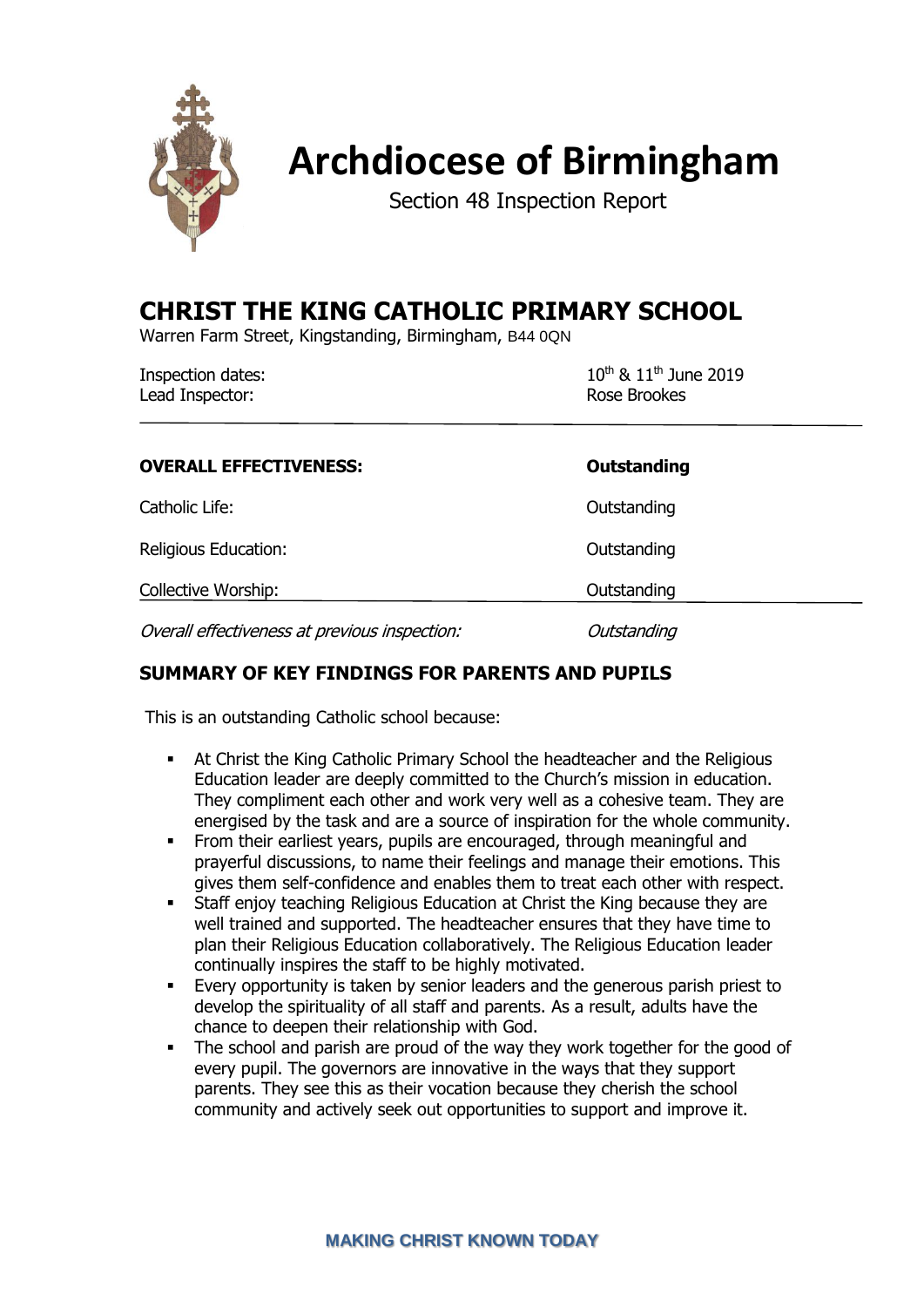# Archdiocese of Birmingham

Section 48 Inspection Report

## CHRIST THE KING CATHOLIC PRIMARY SCHOOL

Warren Farm Street, Kingstanding, Birmingham, B44 0QN

| | |
|---|---|
| Inspection dates: | 10th & 11th June 2019 |
| Lead Inspector: | Rose Brookes |

| | |
|---|---|
| **OVERALL EFFECTIVENESS:** | **Outstanding** |
| Catholic Life: | Outstanding |
| Religious Education: | Outstanding |
| Collective Worship: | Outstanding |
| *Overall effectiveness at previous inspection:* | *Outstanding* |

### SUMMARY OF KEY FINDINGS FOR PARENTS AND PUPILS

This is an outstanding Catholic school because:

- At Christ the King Catholic Primary School the headteacher and the Religious Education leader are deeply committed to the Church's mission in education. They compliment each other and work very well as a cohesive team. They are energised by the task and are a source of inspiration for the whole community.
- From their earliest years, pupils are encouraged, through meaningful and prayerful discussions, to name their feelings and manage their emotions. This gives them self-confidence and enables them to treat each other with respect.
- Staff enjoy teaching Religious Education at Christ the King because they are well trained and supported. The headteacher ensures that they have time to plan their Religious Education collaboratively. The Religious Education leader continually inspires the staff to be highly motivated.
- Every opportunity is taken by senior leaders and the generous parish priest to develop the spirituality of all staff and parents. As a result, adults have the chance to deepen their relationship with God.
- The school and parish are proud of the way they work together for the good of every pupil. The governors are innovative in the ways that they support parents. They see this as their vocation because they cherish the school community and actively seek out opportunities to support and improve it.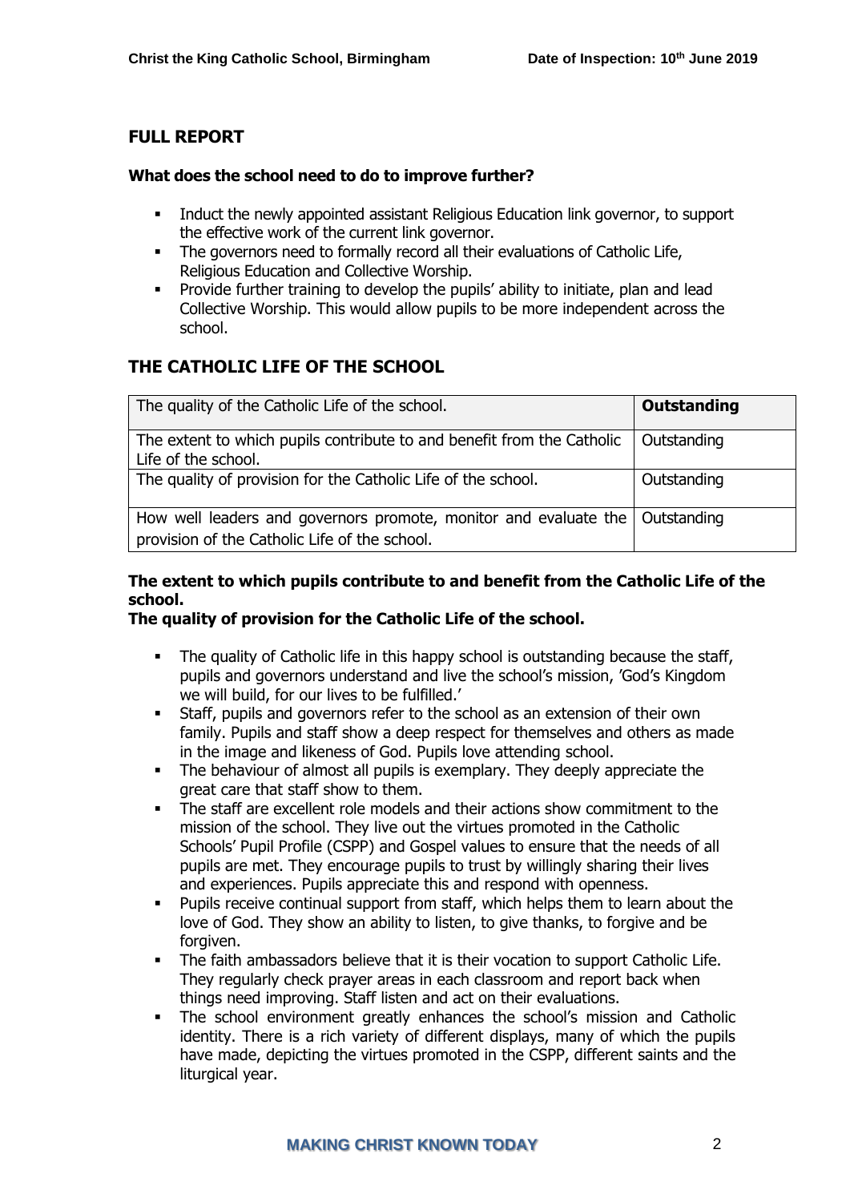## FULL REPORT

### What does the school need to do to improve further?

- Induct the newly appointed assistant Religious Education link governor, to support the effective work of the current link governor.
- The governors need to formally record all their evaluations of Catholic Life, Religious Education and Collective Worship.
- Provide further training to develop the pupils' ability to initiate, plan and lead Collective Worship. This would allow pupils to be more independent across the school.

## THE CATHOLIC LIFE OF THE SCHOOL

| The quality of the Catholic Life of the school. | **Outstanding** |
|---|---|
| The extent to which pupils contribute to and benefit from the Catholic Life of the school. | Outstanding |
| The quality of provision for the Catholic Life of the school. | Outstanding |
| How well leaders and governors promote, monitor and evaluate the provision of the Catholic Life of the school. | Outstanding |

### The extent to which pupils contribute to and benefit from the Catholic Life of the school.
### The quality of provision for the Catholic Life of the school.

- The quality of Catholic life in this happy school is outstanding because the staff, pupils and governors understand and live the school's mission, 'God's Kingdom we will build, for our lives to be fulfilled.'
- Staff, pupils and governors refer to the school as an extension of their own family. Pupils and staff show a deep respect for themselves and others as made in the image and likeness of God. Pupils love attending school.
- The behaviour of almost all pupils is exemplary. They deeply appreciate the great care that staff show to them.
- The staff are excellent role models and their actions show commitment to the mission of the school. They live out the virtues promoted in the Catholic Schools' Pupil Profile (CSPP) and Gospel values to ensure that the needs of all pupils are met. They encourage pupils to trust by willingly sharing their lives and experiences. Pupils appreciate this and respond with openness.
- Pupils receive continual support from staff, which helps them to learn about the love of God. They show an ability to listen, to give thanks, to forgive and be forgiven.
- The faith ambassadors believe that it is their vocation to support Catholic Life. They regularly check prayer areas in each classroom and report back when things need improving. Staff listen and act on their evaluations.
- The school environment greatly enhances the school's mission and Catholic identity. There is a rich variety of different displays, many of which the pupils have made, depicting the virtues promoted in the CSPP, different saints and the liturgical year.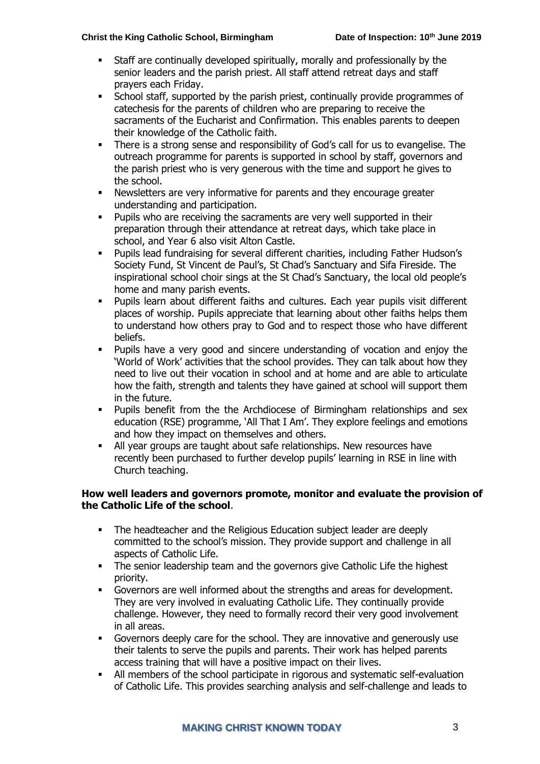- Staff are continually developed spiritually, morally and professionally by the senior leaders and the parish priest. All staff attend retreat days and staff prayers each Friday.
- School staff, supported by the parish priest, continually provide programmes of catechesis for the parents of children who are preparing to receive the sacraments of the Eucharist and Confirmation. This enables parents to deepen their knowledge of the Catholic faith.
- There is a strong sense and responsibility of God's call for us to evangelise. The outreach programme for parents is supported in school by staff, governors and the parish priest who is very generous with the time and support he gives to the school.
- Newsletters are very informative for parents and they encourage greater understanding and participation.
- Pupils who are receiving the sacraments are very well supported in their preparation through their attendance at retreat days, which take place in school, and Year 6 also visit Alton Castle.
- Pupils lead fundraising for several different charities, including Father Hudson's Society Fund, St Vincent de Paul's, St Chad's Sanctuary and Sifa Fireside. The inspirational school choir sings at the St Chad's Sanctuary, the local old people's home and many parish events.
- Pupils learn about different faiths and cultures. Each year pupils visit different places of worship. Pupils appreciate that learning about other faiths helps them to understand how others pray to God and to respect those who have different beliefs.
- Pupils have a very good and sincere understanding of vocation and enjoy the 'World of Work' activities that the school provides. They can talk about how they need to live out their vocation in school and at home and are able to articulate how the faith, strength and talents they have gained at school will support them in the future.
- Pupils benefit from the the Archdiocese of Birmingham relationships and sex education (RSE) programme, 'All That I Am'. They explore feelings and emotions and how they impact on themselves and others.
- All year groups are taught about safe relationships. New resources have recently been purchased to further develop pupils' learning in RSE in line with Church teaching.

**How well leaders and governors promote, monitor and evaluate the provision of the Catholic Life of the school**.

- The headteacher and the Religious Education subject leader are deeply committed to the school's mission. They provide support and challenge in all aspects of Catholic Life.
- The senior leadership team and the governors give Catholic Life the highest priority.
- Governors are well informed about the strengths and areas for development. They are very involved in evaluating Catholic Life. They continually provide challenge. However, they need to formally record their very good involvement in all areas.
- Governors deeply care for the school. They are innovative and generously use their talents to serve the pupils and parents. Their work has helped parents access training that will have a positive impact on their lives.
- All members of the school participate in rigorous and systematic self-evaluation of Catholic Life. This provides searching analysis and self-challenge and leads to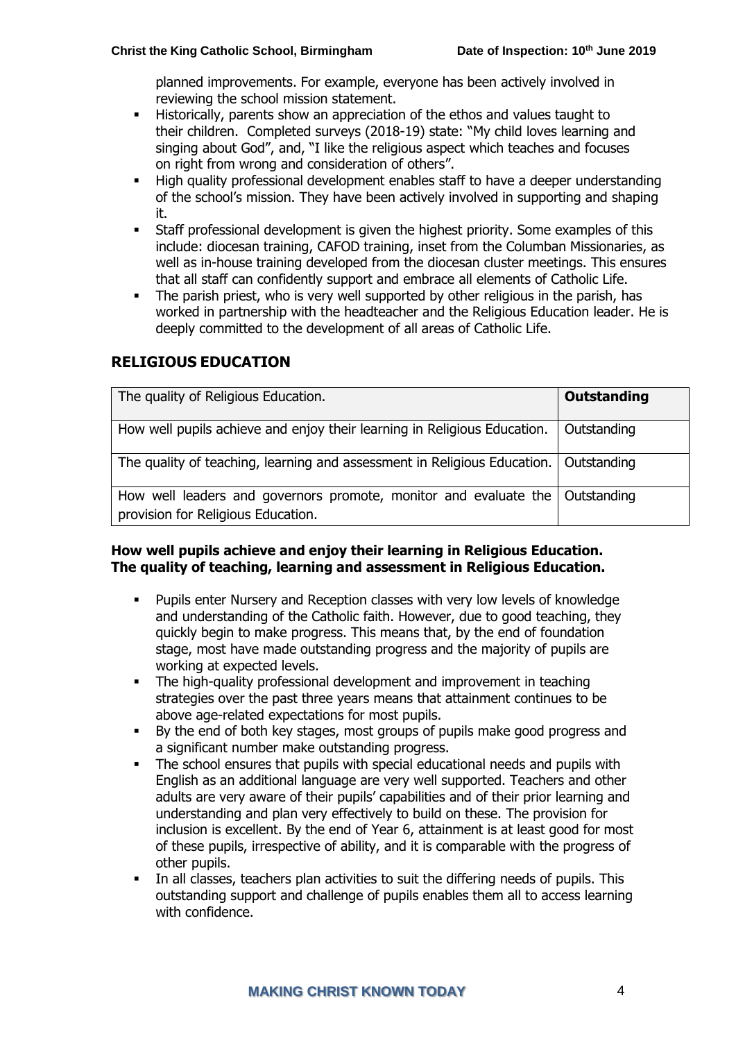planned improvements. For example, everyone has been actively involved in reviewing the school mission statement.

- Historically, parents show an appreciation of the ethos and values taught to their children. Completed surveys (2018-19) state: "My child loves learning and singing about God", and, "I like the religious aspect which teaches and focuses on right from wrong and consideration of others".
- High quality professional development enables staff to have a deeper understanding of the school's mission. They have been actively involved in supporting and shaping it.
- Staff professional development is given the highest priority. Some examples of this include: diocesan training, CAFOD training, inset from the Columban Missionaries, as well as in-house training developed from the diocesan cluster meetings. This ensures that all staff can confidently support and embrace all elements of Catholic Life.
- The parish priest, who is very well supported by other religious in the parish, has worked in partnership with the headteacher and the Religious Education leader. He is deeply committed to the development of all areas of Catholic Life.

## RELIGIOUS EDUCATION

| The quality of Religious Education. | **Outstanding** |
|---|---|
| How well pupils achieve and enjoy their learning in Religious Education. | Outstanding |
| The quality of teaching, learning and assessment in Religious Education. | Outstanding |
| How well leaders and governors promote, monitor and evaluate the provision for Religious Education. | Outstanding |

**How well pupils achieve and enjoy their learning in Religious Education.**
**The quality of teaching, learning and assessment in Religious Education.**

- Pupils enter Nursery and Reception classes with very low levels of knowledge and understanding of the Catholic faith. However, due to good teaching, they quickly begin to make progress. This means that, by the end of foundation stage, most have made outstanding progress and the majority of pupils are working at expected levels.
- The high-quality professional development and improvement in teaching strategies over the past three years means that attainment continues to be above age-related expectations for most pupils.
- By the end of both key stages, most groups of pupils make good progress and a significant number make outstanding progress.
- The school ensures that pupils with special educational needs and pupils with English as an additional language are very well supported. Teachers and other adults are very aware of their pupils' capabilities and of their prior learning and understanding and plan very effectively to build on these. The provision for inclusion is excellent. By the end of Year 6, attainment is at least good for most of these pupils, irrespective of ability, and it is comparable with the progress of other pupils.
- In all classes, teachers plan activities to suit the differing needs of pupils. This outstanding support and challenge of pupils enables them all to access learning with confidence.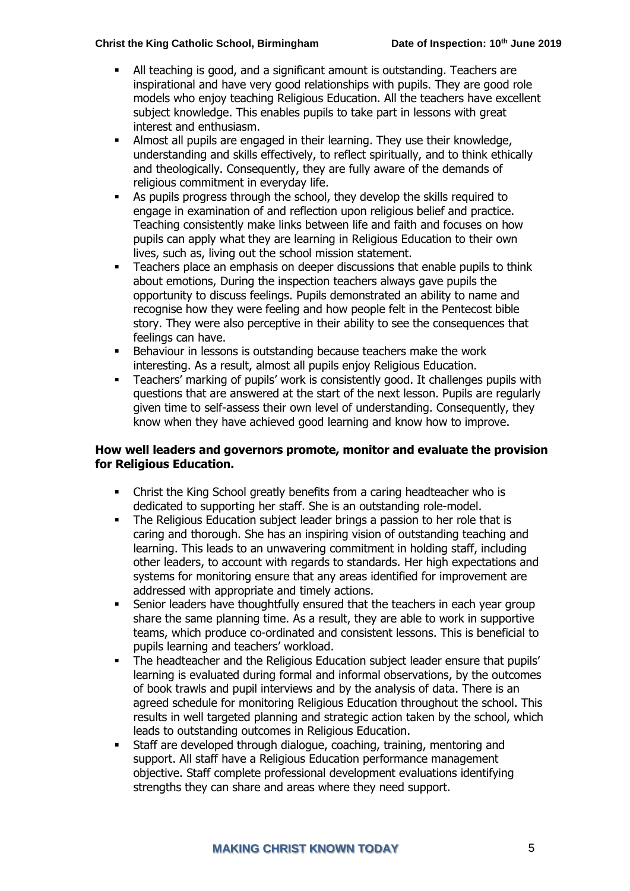- All teaching is good, and a significant amount is outstanding. Teachers are inspirational and have very good relationships with pupils. They are good role models who enjoy teaching Religious Education. All the teachers have excellent subject knowledge. This enables pupils to take part in lessons with great interest and enthusiasm.
- Almost all pupils are engaged in their learning. They use their knowledge, understanding and skills effectively, to reflect spiritually, and to think ethically and theologically. Consequently, they are fully aware of the demands of religious commitment in everyday life.
- As pupils progress through the school, they develop the skills required to engage in examination of and reflection upon religious belief and practice. Teaching consistently make links between life and faith and focuses on how pupils can apply what they are learning in Religious Education to their own lives, such as, living out the school mission statement.
- Teachers place an emphasis on deeper discussions that enable pupils to think about emotions, During the inspection teachers always gave pupils the opportunity to discuss feelings. Pupils demonstrated an ability to name and recognise how they were feeling and how people felt in the Pentecost bible story. They were also perceptive in their ability to see the consequences that feelings can have.
- Behaviour in lessons is outstanding because teachers make the work interesting. As a result, almost all pupils enjoy Religious Education.
- Teachers' marking of pupils' work is consistently good. It challenges pupils with questions that are answered at the start of the next lesson. Pupils are regularly given time to self-assess their own level of understanding. Consequently, they know when they have achieved good learning and know how to improve.

**How well leaders and governors promote, monitor and evaluate the provision for Religious Education.**

- Christ the King School greatly benefits from a caring headteacher who is dedicated to supporting her staff. She is an outstanding role-model.
- The Religious Education subject leader brings a passion to her role that is caring and thorough. She has an inspiring vision of outstanding teaching and learning. This leads to an unwavering commitment in holding staff, including other leaders, to account with regards to standards. Her high expectations and systems for monitoring ensure that any areas identified for improvement are addressed with appropriate and timely actions.
- Senior leaders have thoughtfully ensured that the teachers in each year group share the same planning time. As a result, they are able to work in supportive teams, which produce co-ordinated and consistent lessons. This is beneficial to pupils learning and teachers' workload.
- The headteacher and the Religious Education subject leader ensure that pupils' learning is evaluated during formal and informal observations, by the outcomes of book trawls and pupil interviews and by the analysis of data. There is an agreed schedule for monitoring Religious Education throughout the school. This results in well targeted planning and strategic action taken by the school, which leads to outstanding outcomes in Religious Education.
- Staff are developed through dialogue, coaching, training, mentoring and support. All staff have a Religious Education performance management objective. Staff complete professional development evaluations identifying strengths they can share and areas where they need support.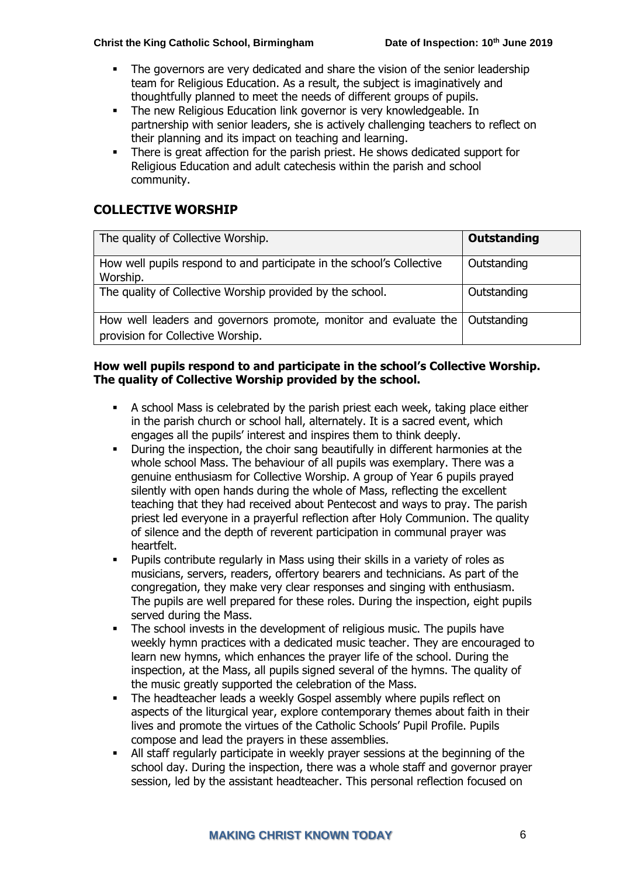- The governors are very dedicated and share the vision of the senior leadership team for Religious Education. As a result, the subject is imaginatively and thoughtfully planned to meet the needs of different groups of pupils.
- The new Religious Education link governor is very knowledgeable. In partnership with senior leaders, she is actively challenging teachers to reflect on their planning and its impact on teaching and learning.
- There is great affection for the parish priest. He shows dedicated support for Religious Education and adult catechesis within the parish and school community.

## COLLECTIVE WORSHIP

| The quality of Collective Worship. | **Outstanding** |
|---|---|
| How well pupils respond to and participate in the school's Collective Worship. | Outstanding |
| The quality of Collective Worship provided by the school. | Outstanding |
| How well leaders and governors promote, monitor and evaluate the provision for Collective Worship. | Outstanding |

**How well pupils respond to and participate in the school's Collective Worship. The quality of Collective Worship provided by the school.**

- A school Mass is celebrated by the parish priest each week, taking place either in the parish church or school hall, alternately. It is a sacred event, which engages all the pupils' interest and inspires them to think deeply.
- During the inspection, the choir sang beautifully in different harmonies at the whole school Mass. The behaviour of all pupils was exemplary. There was a genuine enthusiasm for Collective Worship. A group of Year 6 pupils prayed silently with open hands during the whole of Mass, reflecting the excellent teaching that they had received about Pentecost and ways to pray. The parish priest led everyone in a prayerful reflection after Holy Communion. The quality of silence and the depth of reverent participation in communal prayer was heartfelt.
- Pupils contribute regularly in Mass using their skills in a variety of roles as musicians, servers, readers, offertory bearers and technicians. As part of the congregation, they make very clear responses and singing with enthusiasm. The pupils are well prepared for these roles. During the inspection, eight pupils served during the Mass.
- The school invests in the development of religious music. The pupils have weekly hymn practices with a dedicated music teacher. They are encouraged to learn new hymns, which enhances the prayer life of the school. During the inspection, at the Mass, all pupils signed several of the hymns. The quality of the music greatly supported the celebration of the Mass.
- The headteacher leads a weekly Gospel assembly where pupils reflect on aspects of the liturgical year, explore contemporary themes about faith in their lives and promote the virtues of the Catholic Schools' Pupil Profile. Pupils compose and lead the prayers in these assemblies.
- All staff regularly participate in weekly prayer sessions at the beginning of the school day. During the inspection, there was a whole staff and governor prayer session, led by the assistant headteacher. This personal reflection focused on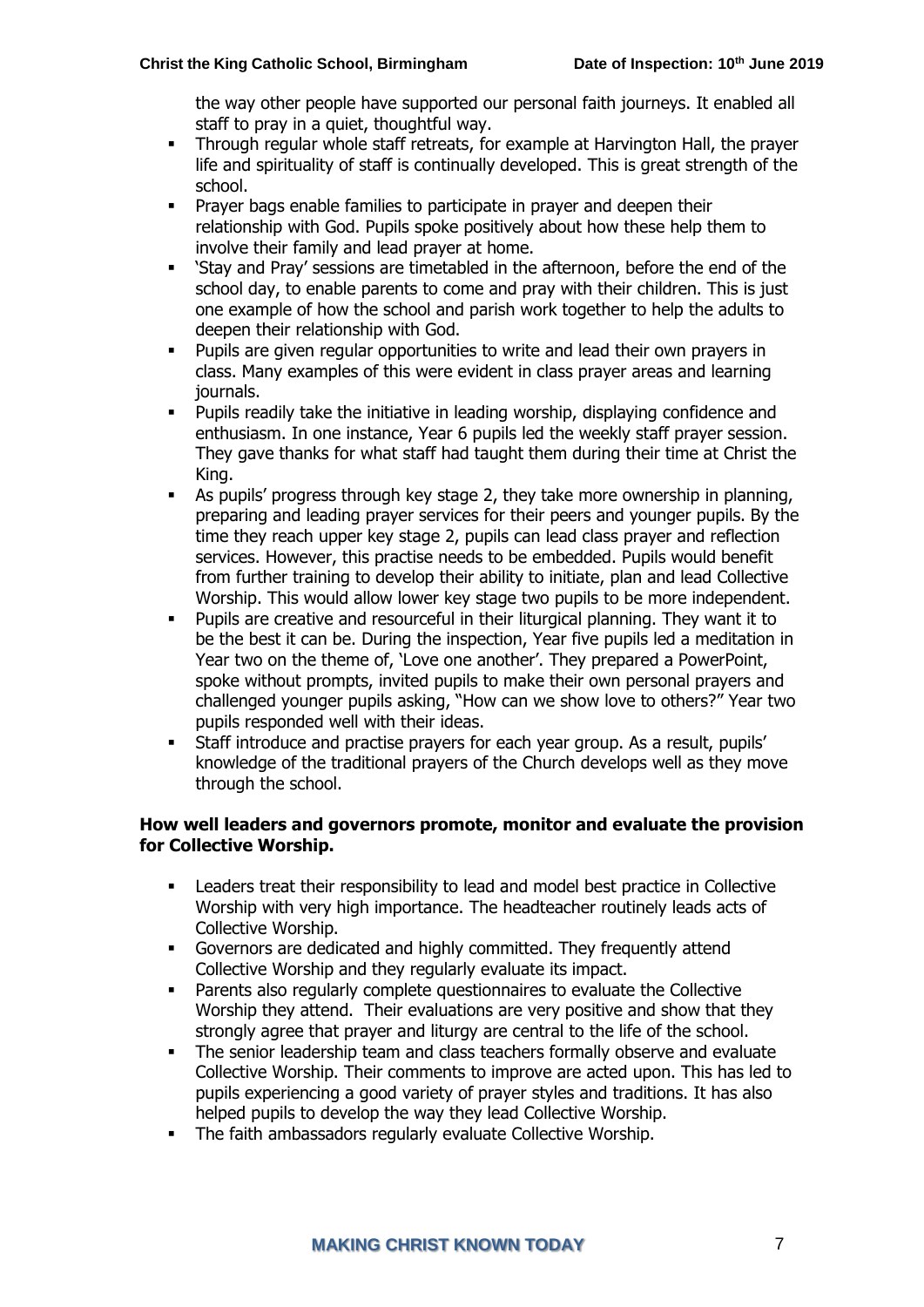the way other people have supported our personal faith journeys. It enabled all staff to pray in a quiet, thoughtful way.

- Through regular whole staff retreats, for example at Harvington Hall, the prayer life and spirituality of staff is continually developed. This is great strength of the school.
- Prayer bags enable families to participate in prayer and deepen their relationship with God. Pupils spoke positively about how these help them to involve their family and lead prayer at home.
- 'Stay and Pray' sessions are timetabled in the afternoon, before the end of the school day, to enable parents to come and pray with their children. This is just one example of how the school and parish work together to help the adults to deepen their relationship with God.
- Pupils are given regular opportunities to write and lead their own prayers in class. Many examples of this were evident in class prayer areas and learning journals.
- Pupils readily take the initiative in leading worship, displaying confidence and enthusiasm. In one instance, Year 6 pupils led the weekly staff prayer session. They gave thanks for what staff had taught them during their time at Christ the King.
- As pupils' progress through key stage 2, they take more ownership in planning, preparing and leading prayer services for their peers and younger pupils. By the time they reach upper key stage 2, pupils can lead class prayer and reflection services. However, this practise needs to be embedded. Pupils would benefit from further training to develop their ability to initiate, plan and lead Collective Worship. This would allow lower key stage two pupils to be more independent.
- Pupils are creative and resourceful in their liturgical planning. They want it to be the best it can be. During the inspection, Year five pupils led a meditation in Year two on the theme of, 'Love one another'. They prepared a PowerPoint, spoke without prompts, invited pupils to make their own personal prayers and challenged younger pupils asking, "How can we show love to others?" Year two pupils responded well with their ideas.
- Staff introduce and practise prayers for each year group. As a result, pupils' knowledge of the traditional prayers of the Church develops well as they move through the school.

**How well leaders and governors promote, monitor and evaluate the provision for Collective Worship.**

- Leaders treat their responsibility to lead and model best practice in Collective Worship with very high importance. The headteacher routinely leads acts of Collective Worship.
- Governors are dedicated and highly committed. They frequently attend Collective Worship and they regularly evaluate its impact.
- Parents also regularly complete questionnaires to evaluate the Collective Worship they attend. Their evaluations are very positive and show that they strongly agree that prayer and liturgy are central to the life of the school.
- The senior leadership team and class teachers formally observe and evaluate Collective Worship. Their comments to improve are acted upon. This has led to pupils experiencing a good variety of prayer styles and traditions. It has also helped pupils to develop the way they lead Collective Worship.
- The faith ambassadors regularly evaluate Collective Worship.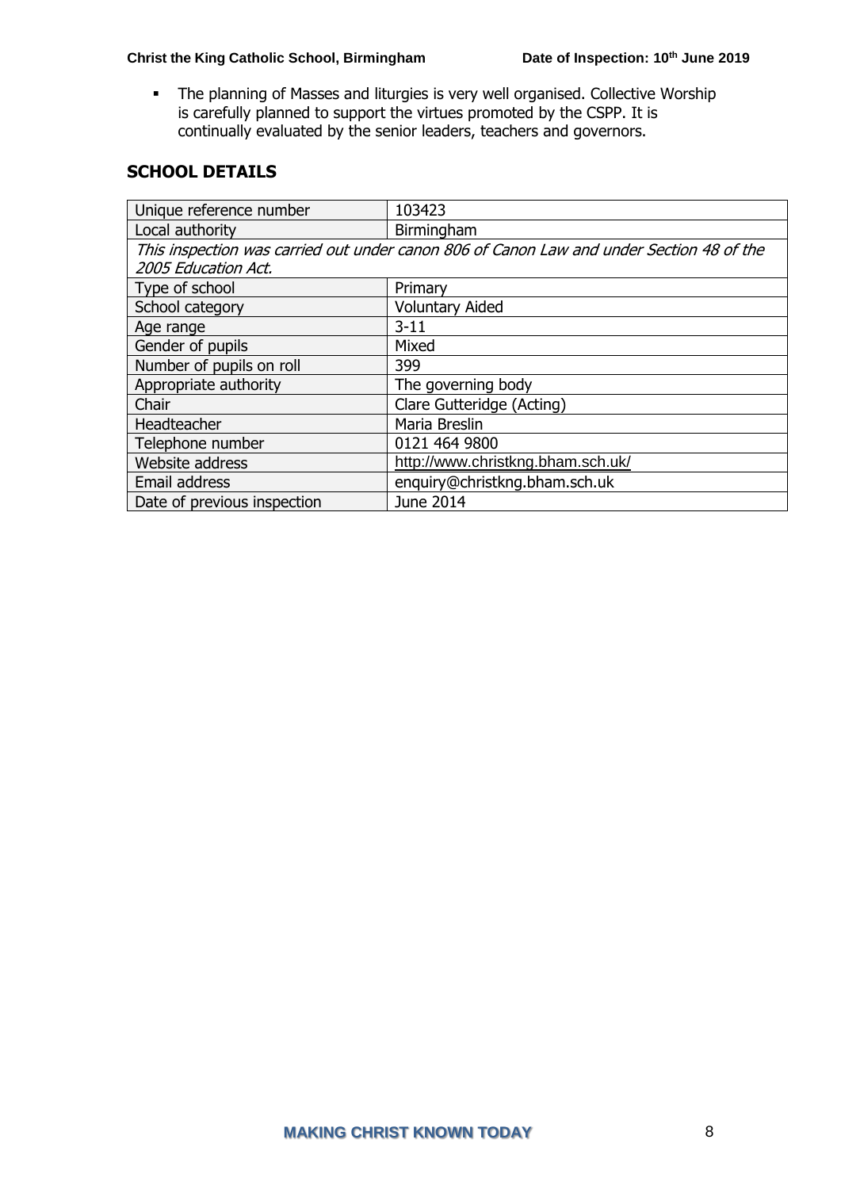- The planning of Masses and liturgies is very well organised. Collective Worship is carefully planned to support the virtues promoted by the CSPP. It is continually evaluated by the senior leaders, teachers and governors.

## SCHOOL DETAILS

| Unique reference number | 103423 |
|---|---|
| Local authority | Birmingham |
| *This inspection was carried out under canon 806 of Canon Law and under Section 48 of the 2005 Education Act.* | |
| Type of school | Primary |
| School category | Voluntary Aided |
| Age range | 3-11 |
| Gender of pupils | Mixed |
| Number of pupils on roll | 399 |
| Appropriate authority | The governing body |
| Chair | Clare Gutteridge (Acting) |
| Headteacher | Maria Breslin |
| Telephone number | 0121 464 9800 |
| Website address | http://www.christkng.bham.sch.uk/ |
| Email address | enquiry@christkng.bham.sch.uk |
| Date of previous inspection | June 2014 |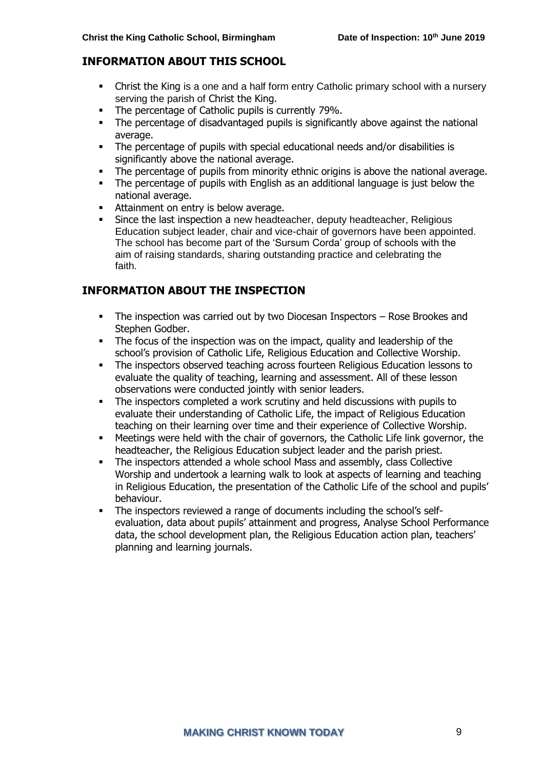## INFORMATION ABOUT THIS SCHOOL

- Christ the King is a one and a half form entry Catholic primary school with a nursery serving the parish of Christ the King.
- The percentage of Catholic pupils is currently 79%.
- The percentage of disadvantaged pupils is significantly above against the national average.
- The percentage of pupils with special educational needs and/or disabilities is significantly above the national average.
- The percentage of pupils from minority ethnic origins is above the national average.
- The percentage of pupils with English as an additional language is just below the national average.
- Attainment on entry is below average.
- Since the last inspection a new headteacher, deputy headteacher, Religious Education subject leader, chair and vice-chair of governors have been appointed. The school has become part of the 'Sursum Corda' group of schools with the aim of raising standards, sharing outstanding practice and celebrating the faith.

## INFORMATION ABOUT THE INSPECTION

- The inspection was carried out by two Diocesan Inspectors – Rose Brookes and Stephen Godber.
- The focus of the inspection was on the impact, quality and leadership of the school's provision of Catholic Life, Religious Education and Collective Worship.
- The inspectors observed teaching across fourteen Religious Education lessons to evaluate the quality of teaching, learning and assessment. All of these lesson observations were conducted jointly with senior leaders.
- The inspectors completed a work scrutiny and held discussions with pupils to evaluate their understanding of Catholic Life, the impact of Religious Education teaching on their learning over time and their experience of Collective Worship.
- Meetings were held with the chair of governors, the Catholic Life link governor, the headteacher, the Religious Education subject leader and the parish priest.
- The inspectors attended a whole school Mass and assembly, class Collective Worship and undertook a learning walk to look at aspects of learning and teaching in Religious Education, the presentation of the Catholic Life of the school and pupils' behaviour.
- The inspectors reviewed a range of documents including the school's self-evaluation, data about pupils' attainment and progress, Analyse School Performance data, the school development plan, the Religious Education action plan, teachers' planning and learning journals.